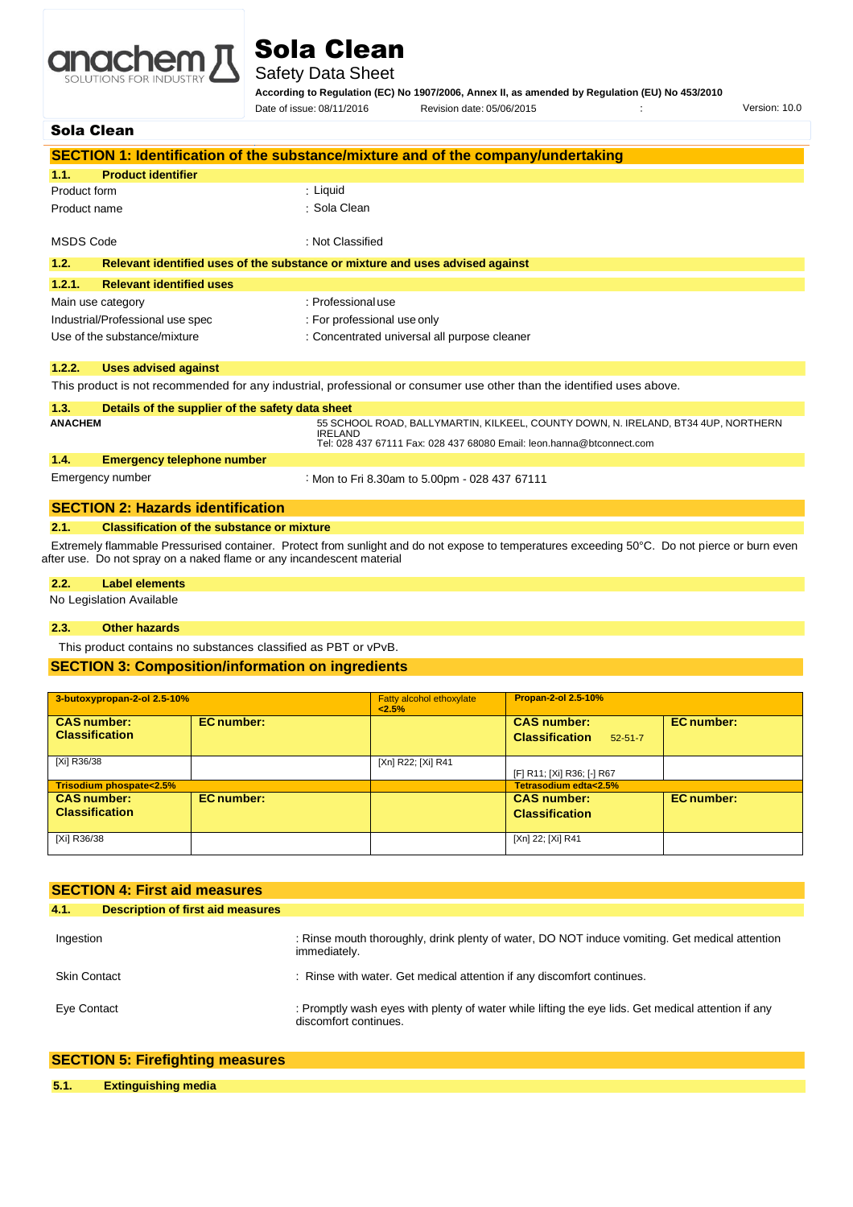# Sola Clean

## Safety Data Sheet

**According to Regulation (EC) No 1907/2006, Annex II, as amended by Regulation (EU) No 453/2010**

Date of issue: 08/11/2016 Revision date: 05/06/2015 : Version: 10.0

**Sola Clean**

## SECTION 1: Identification of the substance/mixture and of the company/undertaking

### 1.1. Product identifier

| | |
|---|---|
| Product form | : Liquid |
| Product name | : Sola Clean |
| MSDS Code | : Not Classified |

### 1.2. Relevant identified uses of the substance or mixture and uses advised against

#### 1.2.1. Relevant identified uses

| | |
|---|---|
| Main use category | : Professional use |
| Industrial/Professional use spec | : For professional use only |
| Use of the substance/mixture | : Concentrated universal all purpose cleaner |

#### 1.2.2. Uses advised against

This product is not recommended for any industrial, professional or consumer use other than the identified uses above.

### 1.3. Details of the supplier of the safety data sheet

**ANACHEM**
55 SCHOOL ROAD, BALLYMARTIN, KILKEEL, COUNTY DOWN, N. IRELAND, BT34 4UP, NORTHERN IRELAND
Tel: 028 437 67111 Fax: 028 437 68080 Email: leon.hanna@btconnect.com

### 1.4. Emergency telephone number

Emergency number : Mon to Fri 8.30am to 5.00pm - 028 437 67111

## SECTION 2: Hazards identification

### 2.1. Classification of the substance or mixture

Extremely flammable Pressurised container. Protect from sunlight and do not expose to temperatures exceeding 50°C. Do not pierce or burn even after use. Do not spray on a naked flame or any incandescent material

### 2.2. Label elements

No Legislation Available

### 2.3. Other hazards

This product contains no substances classified as PBT or vPvB.

## SECTION 3: Composition/information on ingredients

| 3-butoxypropan-2-ol 2.5-10% | | Fatty alcohol ethoxylate <2.5% | Propan-2-ol 2.5-10% | |
|---|---|---|---|---|
| **CAS number: Classification** | **EC number:** | | **CAS number: Classification** 52-51-7 | **EC number:** |
| [Xi] R36/38 | | [Xn] R22; [Xi] R41 | [F] R11; [Xi] R36; [-] R67 | |
| **Trisodium phospate<2.5%** | | | **Tetrasodium edta<2.5%** | |
| **CAS number: Classification** | **EC number:** | | **CAS number: Classification** | **EC number:** |
| [Xi] R36/38 | | | [Xn] 22; [Xi] R41 | |

## SECTION 4: First aid measures

### 4.1. Description of first aid measures

| | |
|---|---|
| Ingestion | : Rinse mouth thoroughly, drink plenty of water, DO NOT induce vomiting. Get medical attention immediately. |
| Skin Contact | : Rinse with water. Get medical attention if any discomfort continues. |
| Eye Contact | : Promptly wash eyes with plenty of water while lifting the eye lids. Get medical attention if any discomfort continues. |

## SECTION 5: Firefighting measures

### 5.1. Extinguishing media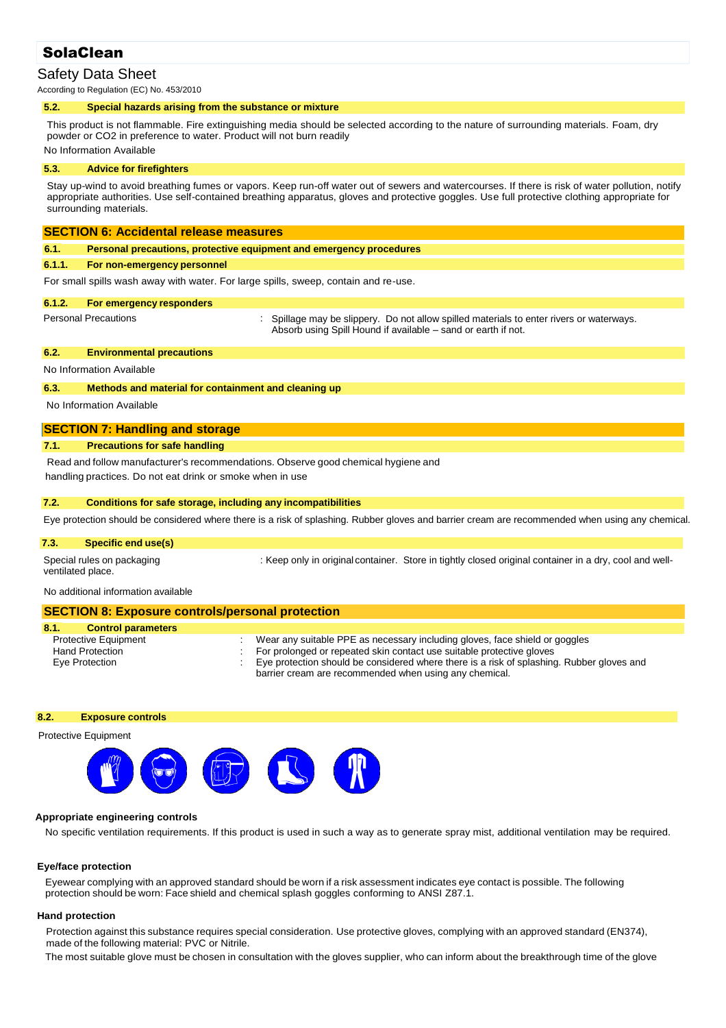**SolaClean**

Safety Data Sheet

According to Regulation (EC) No. 453/2010

### 5.2. Special hazards arising from the substance or mixture

This product is not flammable. Fire extinguishing media should be selected according to the nature of surrounding materials. Foam, dry powder or $CO_2$ in preference to water. Product will not burn readily

No Information Available

### 5.3. Advice for firefighters

Stay up-wind to avoid breathing fumes or vapors. Keep run-off water out of sewers and watercourses. If there is risk of water pollution, notify appropriate authorities. Use self-contained breathing apparatus, gloves and protective goggles. Use full protective clothing appropriate for surrounding materials.

## SECTION 6: Accidental release measures

### 6.1. Personal precautions, protective equipment and emergency procedures

### 6.1.1. For non-emergency personnel

For small spills wash away with water. For large spills, sweep, contain and re-use.

### 6.1.2. For emergency responders

Personal Precautions : Spillage may be slippery. Do not allow spilled materials to enter rivers or waterways. Absorb using Spill Hound if available – sand or earth if not.

### 6.2. Environmental precautions

No Information Available

### 6.3. Methods and material for containment and cleaning up

No Information Available

## SECTION 7: Handling and storage

### 7.1. Precautions for safe handling

Read and follow manufacturer's recommendations. Observe good chemical hygiene and handling practices. Do not eat drink or smoke when in use

### 7.2. Conditions for safe storage, including any incompatibilities

Eye protection should be considered where there is a risk of splashing. Rubber gloves and barrier cream are recommended when using any chemical.

### 7.3. Specific end use(s)

Special rules on packaging : Keep only in original container. Store in tightly closed original container in a dry, cool and well-ventilated place.

No additional information available

## SECTION 8: Exposure controls/personal protection

### 8.1. Control parameters

| | | |
|---|---|---|
| Protective Equipment | : | Wear any suitable PPE as necessary including gloves, face shield or goggles |
| Hand Protection | : | For prolonged or repeated skin contact use suitable protective gloves |
| Eye Protection | : | Eye protection should be considered where there is a risk of splashing. Rubber gloves and barrier cream are recommended when using any chemical. |

### 8.2. Exposure controls

Protective Equipment

**Appropriate engineering controls**

No specific ventilation requirements. If this product is used in such a way as to generate spray mist, additional ventilation may be required.

**Eye/face protection**

Eyewear complying with an approved standard should be worn if a risk assessment indicates eye contact is possible. The following protection should be worn: Face shield and chemical splash goggles conforming to ANSI Z87.1.

**Hand protection**

Protection against this substance requires special consideration. Use protective gloves, complying with an approved standard (EN374), made of the following material: PVC or Nitrile.

The most suitable glove must be chosen in consultation with the gloves supplier, who can inform about the breakthrough time of the glove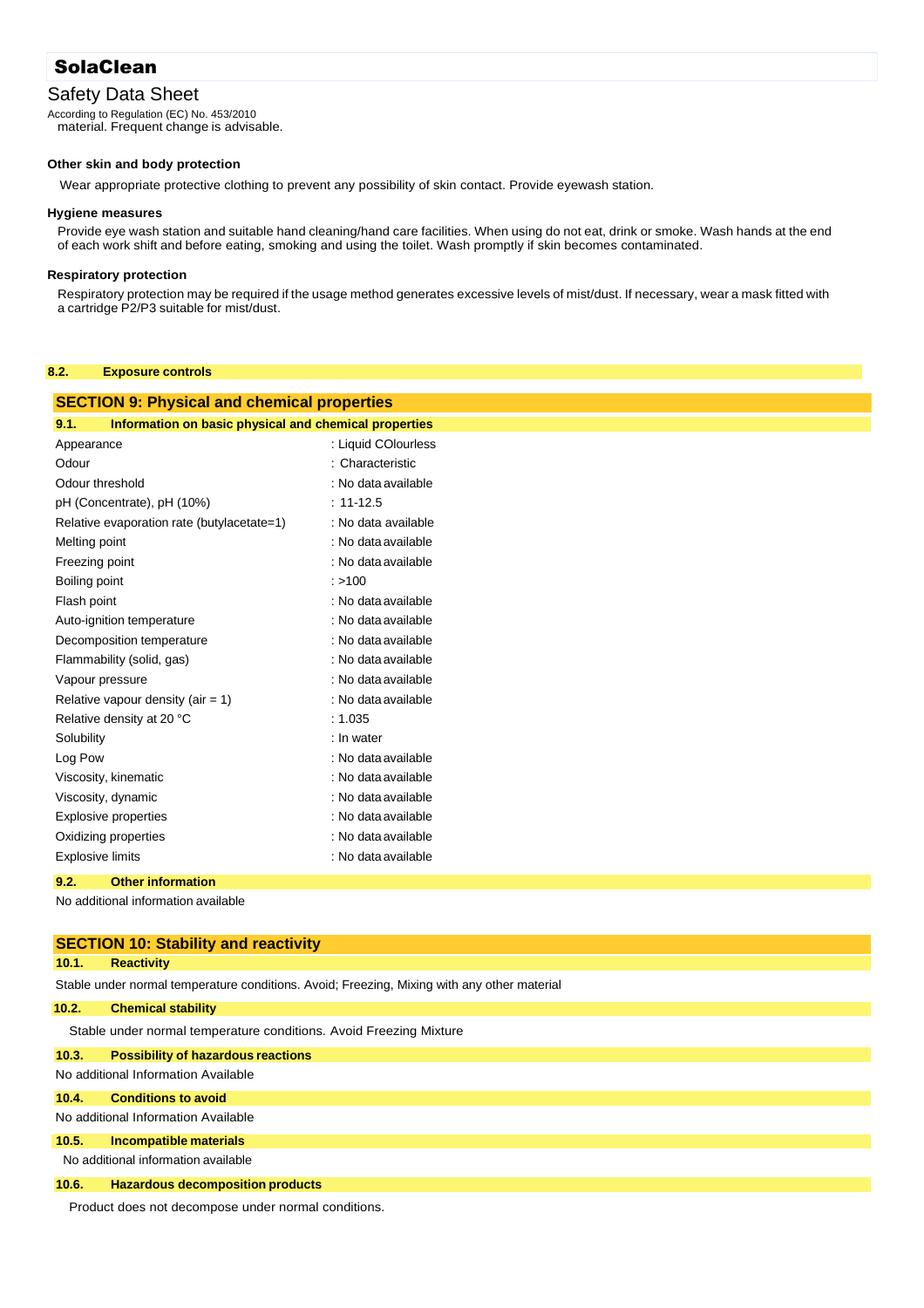material. Frequent change is advisable.

**Other skin and body protection**

Wear appropriate protective clothing to prevent any possibility of skin contact. Provide eyewash station.

**Hygiene measures**

Provide eye wash station and suitable hand cleaning/hand care facilities. When using do not eat, drink or smoke. Wash hands at the end of each work shift and before eating, smoking and using the toilet. Wash promptly if skin becomes contaminated.

**Respiratory protection**

Respiratory protection may be required if the usage method generates excessive levels of mist/dust. If necessary, wear a mask fitted with a cartridge P2/P3 suitable for mist/dust.

### 8.2. Exposure controls

## SECTION 9: Physical and chemical properties

### 9.1. Information on basic physical and chemical properties

| Property | Value |
|---|---|
| Appearance | : Liquid COlourless |
| Odour | : Characteristic |
| Odour threshold | : No data available |
| pH (Concentrate), pH (10%) | : 11-12.5 |
| Relative evaporation rate (butylacetate=1) | : No data available |
| Melting point | : No data available |
| Freezing point | : No data available |
| Boiling point | : >100 |
| Flash point | : No data available |
| Auto-ignition temperature | : No data available |
| Decomposition temperature | : No data available |
| Flammability (solid, gas) | : No data available |
| Vapour pressure | : No data available |
| Relative vapour density (air = 1) | : No data available |
| Relative density at 20 °C | : 1.035 |
| Solubility | : In water |
| Log Pow | : No data available |
| Viscosity, kinematic | : No data available |
| Viscosity, dynamic | : No data available |
| Explosive properties | : No data available |
| Oxidizing properties | : No data available |
| Explosive limits | : No data available |

### 9.2. Other information

No additional information available

## SECTION 10: Stability and reactivity

### 10.1. Reactivity

Stable under normal temperature conditions. Avoid; Freezing, Mixing with any other material

### 10.2. Chemical stability

Stable under normal temperature conditions. Avoid Freezing Mixture

### 10.3. Possibility of hazardous reactions

No additional Information Available

### 10.4. Conditions to avoid

No additional Information Available

### 10.5. Incompatible materials

No additional information available

### 10.6. Hazardous decomposition products

Product does not decompose under normal conditions.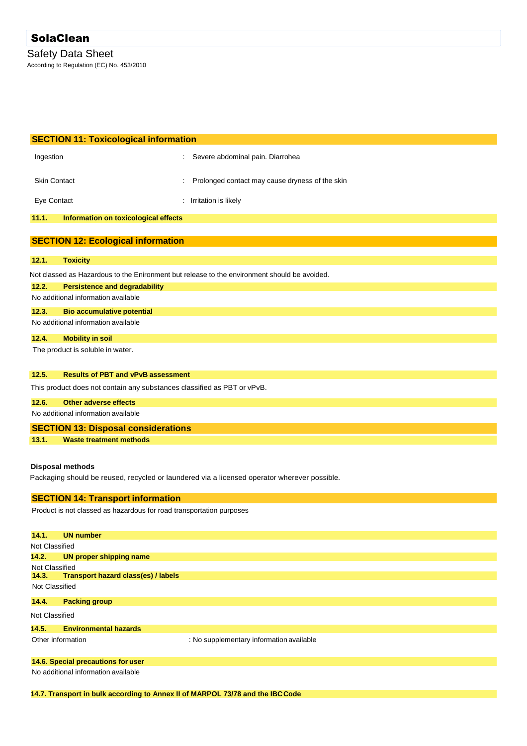## SECTION 11: Toxicological information

| | |
|---|---|
| Ingestion | : Severe abdominal pain. Diarrohea |
| Skin Contact | : Prolonged contact may cause dryness of the skin |
| Eye Contact | : Irritation is likely |

### 11.1. Information on toxicological effects

## SECTION 12: Ecological information

### 12.1. Toxicity

Not classed as Hazardous to the Enironment but release to the environment should be avoided.

### 12.2. Persistence and degradability

No additional information available

### 12.3. Bio accumulative potential

No additional information available

### 12.4. Mobility in soil

The product is soluble in water.

### 12.5. Results of PBT and vPvB assessment

This product does not contain any substances classified as PBT or vPvB.

### 12.6. Other adverse effects

No additional information available

## SECTION 13: Disposal considerations

### 13.1. Waste treatment methods

**Disposal methods**

Packaging should be reused, recycled or laundered via a licensed operator wherever possible.

## SECTION 14: Transport information

Product is not classed as hazardous for road transportation purposes

### 14.1. UN number

Not Classified

### 14.2. UN proper shipping name

Not Classified

### 14.3. Transport hazard class(es) / labels

Not Classified

### 14.4. Packing group

Not Classified

### 14.5. Environmental hazards

Other information : No supplementary information available

### 14.6. Special precautions for user

No additional information available

### 14.7. Transport in bulk according to Annex II of MARPOL 73/78 and the IBC Code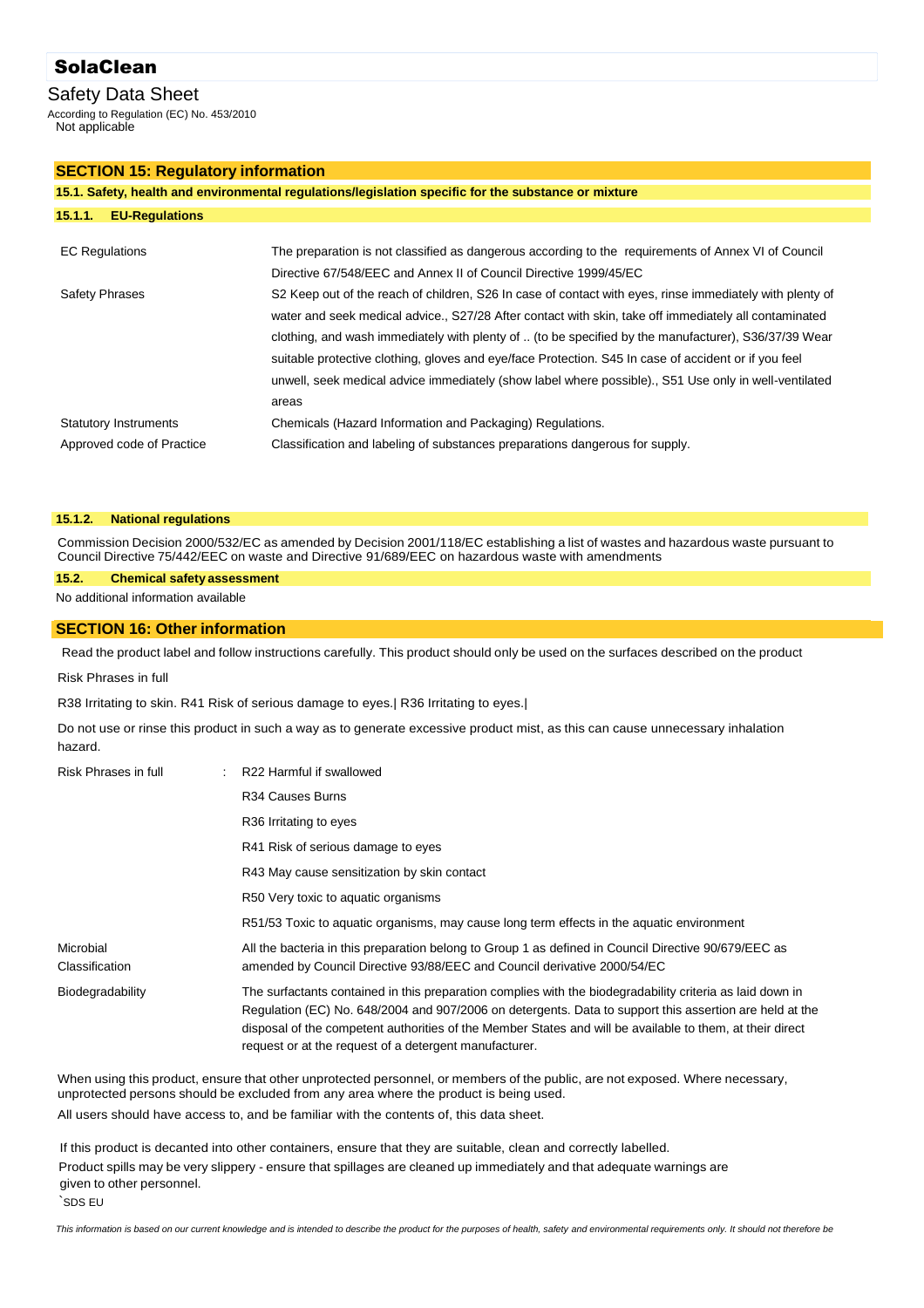**SolaClean**

Safety Data Sheet

According to Regulation (EC) No. 453/2010
Not applicable

## SECTION 15: Regulatory information

### 15.1. Safety, health and environmental regulations/legislation specific for the substance or mixture

#### 15.1.1. EU-Regulations

| | |
|---|---|
| EC Regulations | The preparation is not classified as dangerous according to the requirements of Annex VI of Council Directive 67/548/EEC and Annex II of Council Directive 1999/45/EC |
| Safety Phrases | S2 Keep out of the reach of children, S26 In case of contact with eyes, rinse immediately with plenty of water and seek medical advice., S27/28 After contact with skin, take off immediately all contaminated clothing, and wash immediately with plenty of .. (to be specified by the manufacturer), S36/37/39 Wear suitable protective clothing, gloves and eye/face Protection. S45 In case of accident or if you feel unwell, seek medical advice immediately (show label where possible)., S51 Use only in well-ventilated areas |
| Statutory Instruments | Chemicals (Hazard Information and Packaging) Regulations. |
| Approved code of Practice | Classification and labeling of substances preparations dangerous for supply. |

#### 15.1.2. National regulations

Commission Decision 2000/532/EC as amended by Decision 2001/118/EC establishing a list of wastes and hazardous waste pursuant to Council Directive 75/442/EEC on waste and Directive 91/689/EEC on hazardous waste with amendments

### 15.2. Chemical safety assessment

No additional information available

## SECTION 16: Other information

Read the product label and follow instructions carefully. This product should only be used on the surfaces described on the product

Risk Phrases in full

R38 Irritating to skin. R41 Risk of serious damage to eyes.| R36 Irritating to eyes.|

Do not use or rinse this product in such a way as to generate excessive product mist, as this can cause unnecessary inhalation hazard.

| | |
|---|---|
| Risk Phrases in full : | R22 Harmful if swallowed<br>R34 Causes Burns<br>R36 Irritating to eyes<br>R41 Risk of serious damage to eyes<br>R43 May cause sensitization by skin contact<br>R50 Very toxic to aquatic organisms<br>R51/53 Toxic to aquatic organisms, may cause long term effects in the aquatic environment |
| Microbial Classification | All the bacteria in this preparation belong to Group 1 as defined in Council Directive 90/679/EEC as amended by Council Directive 93/88/EEC and Council derivative 2000/54/EC |
| Biodegradability | The surfactants contained in this preparation complies with the biodegradability criteria as laid down in Regulation (EC) No. 648/2004 and 907/2006 on detergents. Data to support this assertion are held at the disposal of the competent authorities of the Member States and will be available to them, at their direct request or at the request of a detergent manufacturer. |

When using this product, ensure that other unprotected personnel, or members of the public, are not exposed. Where necessary, unprotected persons should be excluded from any area where the product is being used.

All users should have access to, and be familiar with the contents of, this data sheet.

If this product is decanted into other containers, ensure that they are suitable, clean and correctly labelled.

Product spills may be very slippery - ensure that spillages are cleaned up immediately and that adequate warnings are given to other personnel.

`SDS EU

*This information is based on our current knowledge and is intended to describe the product for the purposes of health, safety and environmental requirements only. It should not therefore be*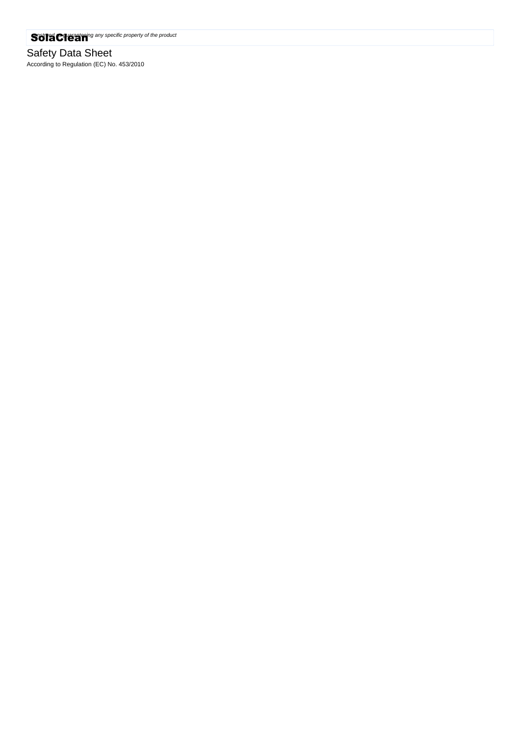*construed as guaranteeing any specific property of the product*